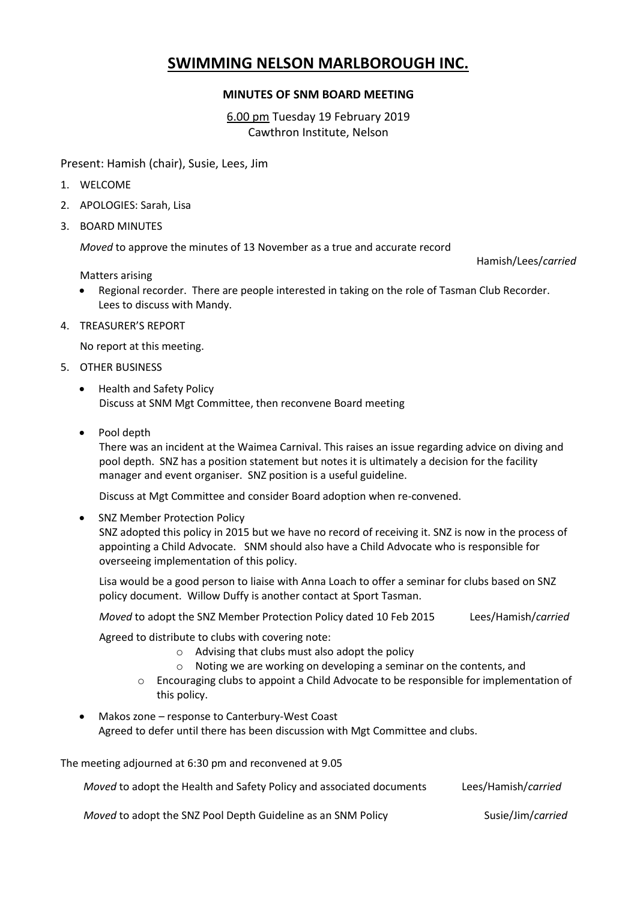# SWIMMING NELSON MARLBOROUGH INC.

## MINUTES OF SNM BOARD MEETING

6.00 pm Tuesday 19 February 2019
Cawthron Institute, Nelson

Present: Hamish (chair), Susie, Lees, Jim

1. WELCOME
2. APOLOGIES: Sarah, Lisa
3. BOARD MINUTES

   *Moved* to approve the minutes of 13 November as a true and accurate record — Hamish/Lees/*carried*

   Matters arising

   - Regional recorder. There are people interested in taking on the role of Tasman Club Recorder. Lees to discuss with Mandy.

4. TREASURER'S REPORT

   No report at this meeting.

5. OTHER BUSINESS

   - Health and Safety Policy
     Discuss at SNM Mgt Committee, then reconvene Board meeting

   - Pool depth
     There was an incident at the Waimea Carnival. This raises an issue regarding advice on diving and pool depth. SNZ has a position statement but notes it is ultimately a decision for the facility manager and event organiser. SNZ position is a useful guideline.

     Discuss at Mgt Committee and consider Board adoption when re-convened.

   - SNZ Member Protection Policy
     SNZ adopted this policy in 2015 but we have no record of receiving it. SNZ is now in the process of appointing a Child Advocate. SNM should also have a Child Advocate who is responsible for overseeing implementation of this policy.

     Lisa would be a good person to liaise with Anna Loach to offer a seminar for clubs based on SNZ policy document. Willow Duffy is another contact at Sport Tasman.

     *Moved* to adopt the SNZ Member Protection Policy dated 10 Feb 2015 — Lees/Hamish/*carried*

     Agreed to distribute to clubs with covering note:

     - Advising that clubs must also adopt the policy
     - Noting we are working on developing a seminar on the contents, and
     - Encouraging clubs to appoint a Child Advocate to be responsible for implementation of this policy.

   - Makos zone – response to Canterbury-West Coast
     Agreed to defer until there has been discussion with Mgt Committee and clubs.

The meeting adjourned at 6:30 pm and reconvened at 9.05

*Moved* to adopt the Health and Safety Policy and associated documents — Lees/Hamish/*carried*

*Moved* to adopt the SNZ Pool Depth Guideline as an SNM Policy — Susie/Jim/*carried*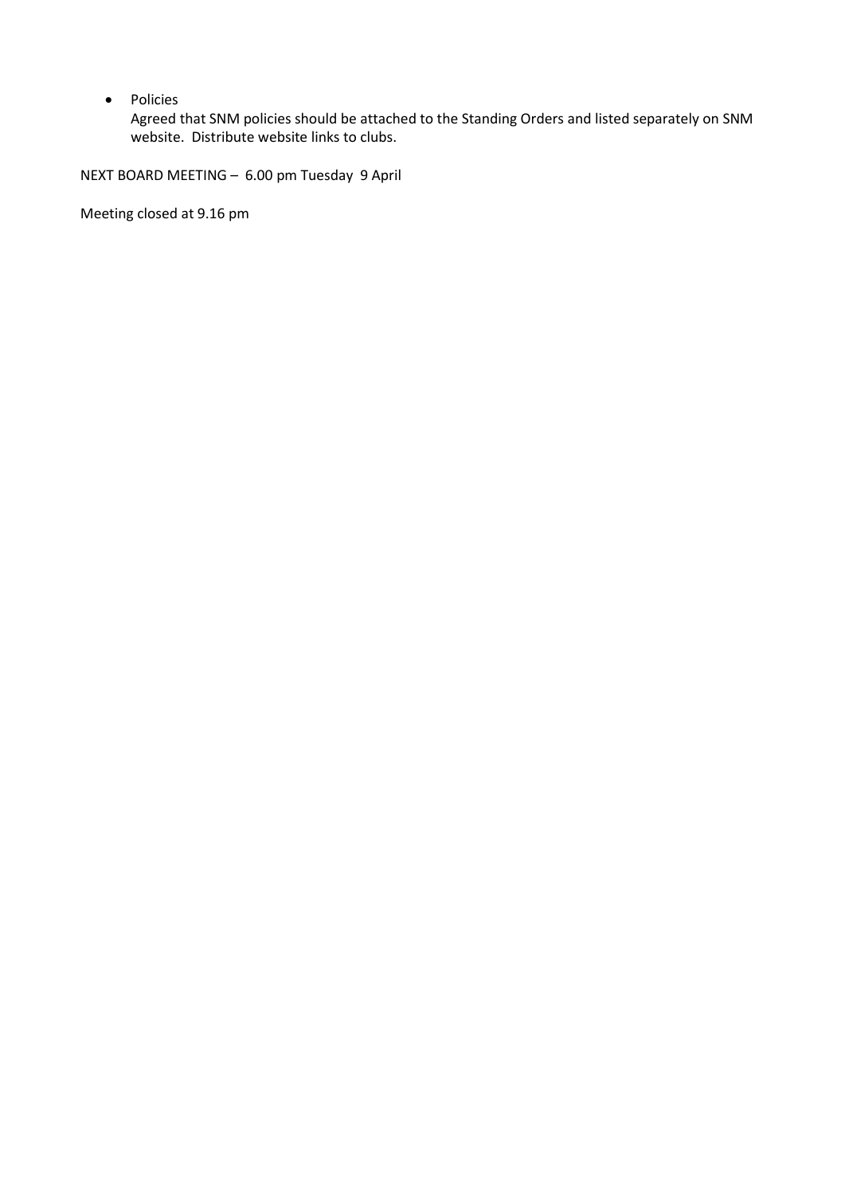- Policies
  Agreed that SNM policies should be attached to the Standing Orders and listed separately on SNM website. Distribute website links to clubs.

NEXT BOARD MEETING – 6.00 pm Tuesday 9 April

Meeting closed at 9.16 pm